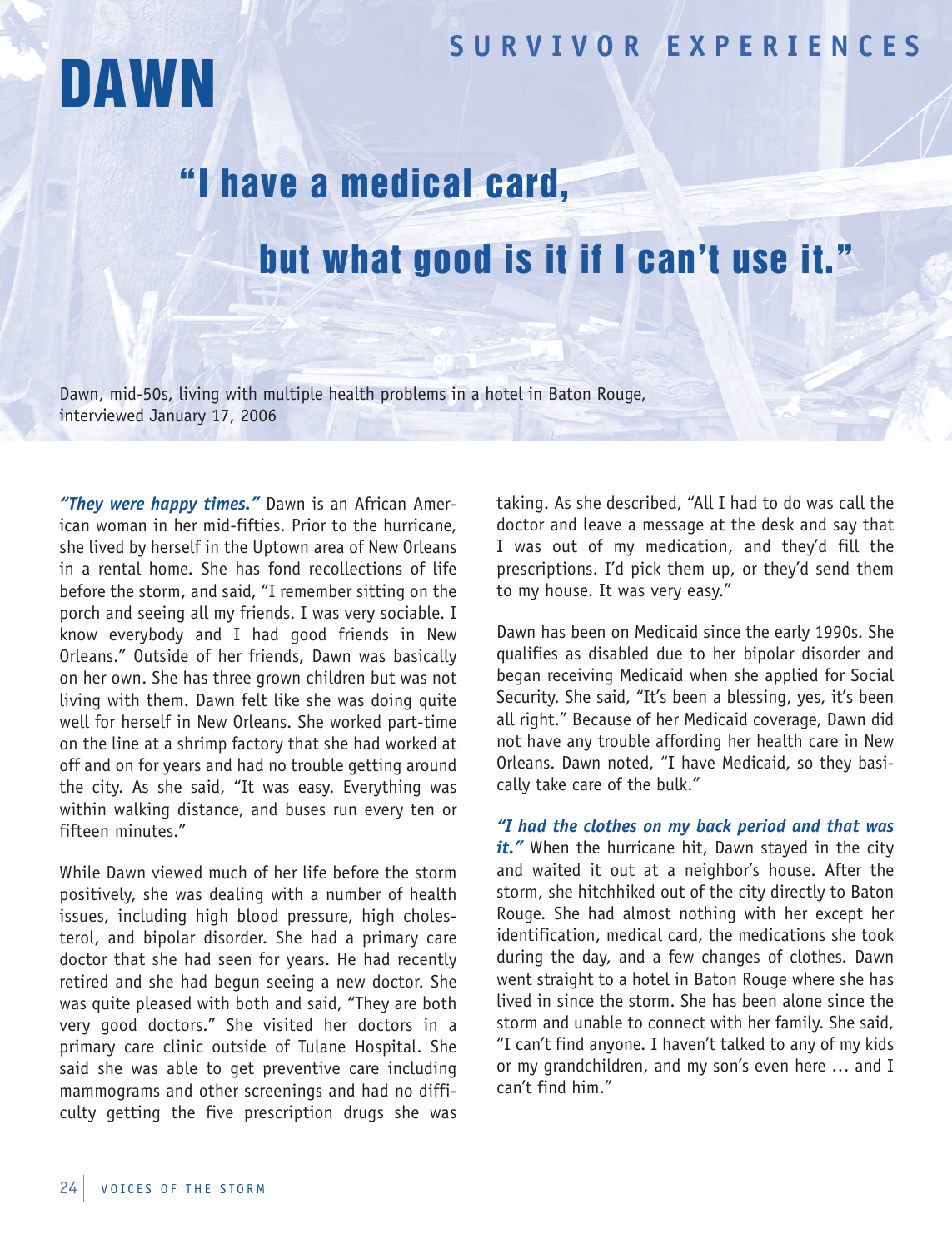SURVIVOR EXPERIENCES

# DAWN

## "I have a medical card, but what good is it if I can't use it."

Dawn, mid-50s, living with multiple health problems in a hotel in Baton Rouge, interviewed January 17, 2006

***"They were happy times."*** Dawn is an African American woman in her mid-fifties. Prior to the hurricane, she lived by herself in the Uptown area of New Orleans in a rental home. She has fond recollections of life before the storm, and said, "I remember sitting on the porch and seeing all my friends. I was very sociable. I know everybody and I had good friends in New Orleans." Outside of her friends, Dawn was basically on her own. She has three grown children but was not living with them. Dawn felt like she was doing quite well for herself in New Orleans. She worked part-time on the line at a shrimp factory that she had worked at off and on for years and had no trouble getting around the city. As she said, "It was easy. Everything was within walking distance, and buses run every ten or fifteen minutes."

While Dawn viewed much of her life before the storm positively, she was dealing with a number of health issues, including high blood pressure, high cholesterol, and bipolar disorder. She had a primary care doctor that she had seen for years. He had recently retired and she had begun seeing a new doctor. She was quite pleased with both and said, "They are both very good doctors." She visited her doctors in a primary care clinic outside of Tulane Hospital. She said she was able to get preventive care including mammograms and other screenings and had no difficulty getting the five prescription drugs she was taking. As she described, "All I had to do was call the doctor and leave a message at the desk and say that I was out of my medication, and they'd fill the prescriptions. I'd pick them up, or they'd send them to my house. It was very easy."

Dawn has been on Medicaid since the early 1990s. She qualifies as disabled due to her bipolar disorder and began receiving Medicaid when she applied for Social Security. She said, "It's been a blessing, yes, it's been all right." Because of her Medicaid coverage, Dawn did not have any trouble affording her health care in New Orleans. Dawn noted, "I have Medicaid, so they basically take care of the bulk."

***"I had the clothes on my back period and that was it."*** When the hurricane hit, Dawn stayed in the city and waited it out at a neighbor's house. After the storm, she hitchhiked out of the city directly to Baton Rouge. She had almost nothing with her except her identification, medical card, the medications she took during the day, and a few changes of clothes. Dawn went straight to a hotel in Baton Rouge where she has lived in since the storm. She has been alone since the storm and unable to connect with her family. She said, "I can't find anyone. I haven't talked to any of my kids or my grandchildren, and my son's even here … and I can't find him."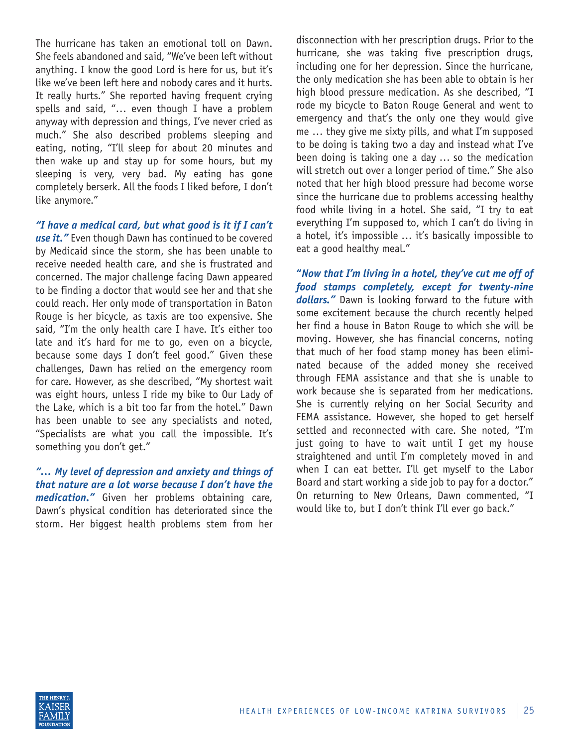The hurricane has taken an emotional toll on Dawn. She feels abandoned and said, "We've been left without anything. I know the good Lord is here for us, but it's like we've been left here and nobody cares and it hurts. It really hurts." She reported having frequent crying spells and said, "… even though I have a problem anyway with depression and things, I've never cried as much." She also described problems sleeping and eating, noting, "I'll sleep for about 20 minutes and then wake up and stay up for some hours, but my sleeping is very, very bad. My eating has gone completely berserk. All the foods I liked before, I don't like anymore."

***"I have a medical card, but what good is it if I can't use it."*** Even though Dawn has continued to be covered by Medicaid since the storm, she has been unable to receive needed health care, and she is frustrated and concerned. The major challenge facing Dawn appeared to be finding a doctor that would see her and that she could reach. Her only mode of transportation in Baton Rouge is her bicycle, as taxis are too expensive. She said, "I'm the only health care I have. It's either too late and it's hard for me to go, even on a bicycle, because some days I don't feel good." Given these challenges, Dawn has relied on the emergency room for care. However, as she described, "My shortest wait was eight hours, unless I ride my bike to Our Lady of the Lake, which is a bit too far from the hotel." Dawn has been unable to see any specialists and noted, "Specialists are what you call the impossible. It's something you don't get."

***"… My level of depression and anxiety and things of that nature are a lot worse because I don't have the medication."*** Given her problems obtaining care, Dawn's physical condition has deteriorated since the storm. Her biggest health problems stem from her disconnection with her prescription drugs. Prior to the hurricane, she was taking five prescription drugs, including one for her depression. Since the hurricane, the only medication she has been able to obtain is her high blood pressure medication. As she described, "I rode my bicycle to Baton Rouge General and went to emergency and that's the only one they would give me … they give me sixty pills, and what I'm supposed to be doing is taking two a day and instead what I've been doing is taking one a day … so the medication will stretch out over a longer period of time." She also noted that her high blood pressure had become worse since the hurricane due to problems accessing healthy food while living in a hotel. She said, "I try to eat everything I'm supposed to, which I can't do living in a hotel, it's impossible … it's basically impossible to eat a good healthy meal."

***"Now that I'm living in a hotel, they've cut me off of food stamps completely, except for twenty-nine dollars."*** Dawn is looking forward to the future with some excitement because the church recently helped her find a house in Baton Rouge to which she will be moving. However, she has financial concerns, noting that much of her food stamp money has been eliminated because of the added money she received through FEMA assistance and that she is unable to work because she is separated from her medications. She is currently relying on her Social Security and FEMA assistance. However, she hoped to get herself settled and reconnected with care. She noted, "I'm just going to have to wait until I get my house straightened and until I'm completely moved in and when I can eat better. I'll get myself to the Labor Board and start working a side job to pay for a doctor." On returning to New Orleans, Dawn commented, "I would like to, but I don't think I'll ever go back."